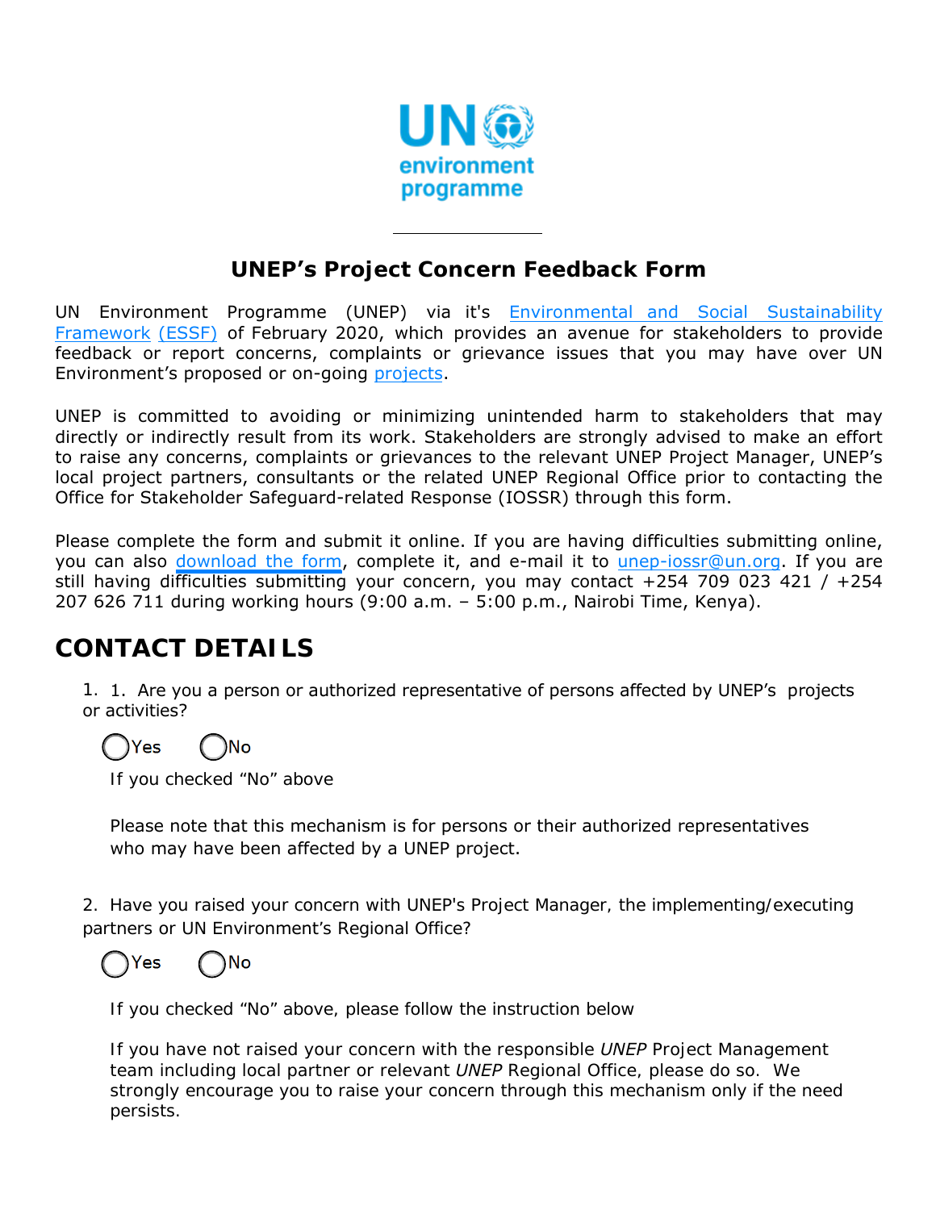# UNEP's Project Concern Feedback Form

UN Environment Programme (UNEP) via it's [Environmental and Social Sustainability Framework (ESSF)] of February 2020, which provides an avenue for stakeholders to provide feedback or report concerns, complaints or grievance issues that you may have over UN Environment's proposed or on-going [projects].

UNEP is committed to avoiding or minimizing unintended harm to stakeholders that may directly or indirectly result from its work. Stakeholders are strongly advised to make an effort to raise any concerns, complaints or grievances to the relevant UNEP Project Manager, UNEP's local project partners, consultants or the related UNEP Regional Office prior to contacting the Office for Stakeholder Safeguard-related Response (IOSSR) through this form.

Please complete the form and submit it online. If you are having difficulties submitting online, you can also [download the form], complete it, and e-mail it to unep-iossr@un.org. If you are still having difficulties submitting your concern, you may contact +254 709 023 421 / +254 207 626 711 during working hours (9:00 a.m. – 5:00 p.m., Nairobi Time, Kenya).

## CONTACT DETAILS

1. 1. Are you a person or authorized representative of persons affected by UNEP's projects or activities?

   ◯ Yes ◯ No

   If you checked "No" above

   Please note that this mechanism is for persons or their authorized representatives who may have been affected by a UNEP project.

2. Have you raised your concern with UNEP's Project Manager, the implementing/executing partners or UN Environment's Regional Office?

   ◯ Yes ◯ No

   If you checked "No" above, please follow the instruction below

   If you have not raised your concern with the responsible *UNEP* Project Management team including local partner or relevant *UNEP* Regional Office, please do so. We strongly encourage you to raise your concern through this mechanism only if the need persists.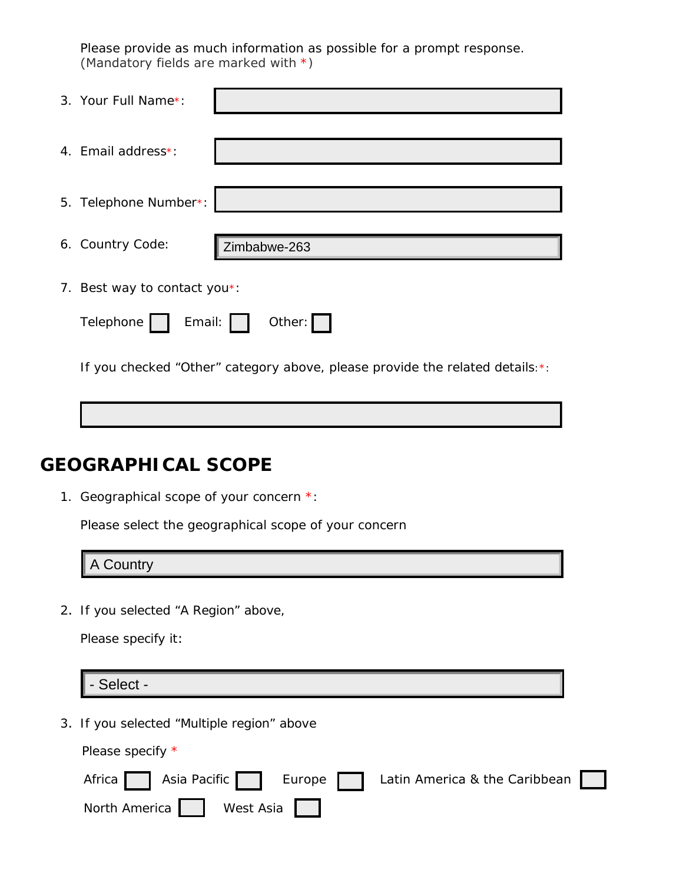Please provide as much information as possible for a prompt response.
(Mandatory fields are marked with *)

3. Your Full Name*:

4. Email address*:

5. Telephone Number*:

6. Country Code: Zimbabwe-263

7. Best way to contact you*:

   Telephone ☐ Email: ☐ Other: ☐

   If you checked "Other" category above, please provide the related details:*:

## GEOGRAPHICAL SCOPE

1. Geographical scope of your concern *:

   Please select the geographical scope of your concern

   A Country

2. If you selected "A Region" above,

   Please specify it:

   - Select -

3. If you selected "Multiple region" above

   Please specify *

   Africa ☐ Asia Pacific ☐ Europe ☐ Latin America & the Caribbean ☐

   North America ☐ West Asia ☐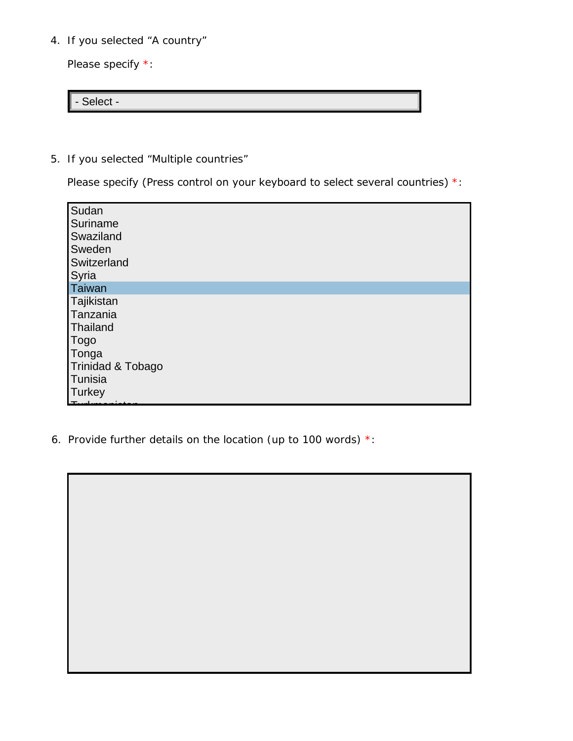4. If you selected "A country"

   Please specify *:

   - Select -

5. If you selected "Multiple countries"

   Please specify (Press control on your keyboard to select several countries) *:

   Sudan
   Suriname
   Swaziland
   Sweden
   Switzerland
   Syria
   Taiwan
   Tajikistan
   Tanzania
   Thailand
   Togo
   Tonga
   Trinidad & Tobago
   Tunisia
   Turkey
   Turkmenistan

6. Provide further details on the location (up to 100 words) *: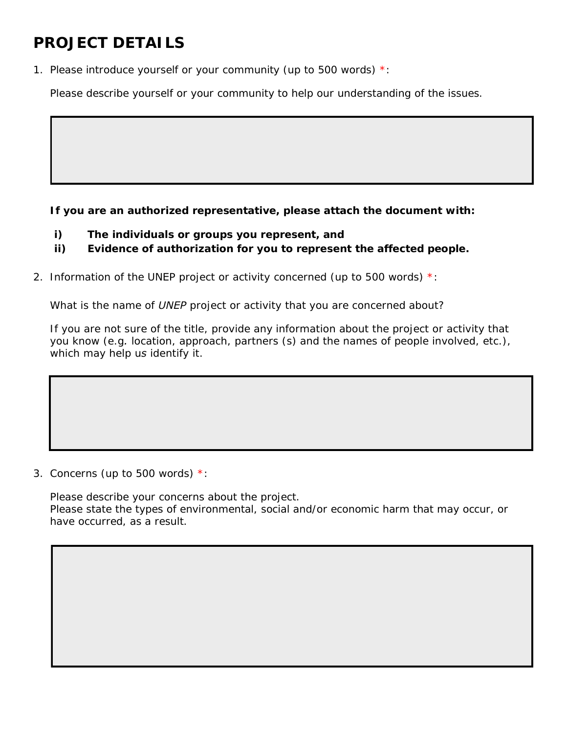# PROJECT DETAILS

1. Please introduce yourself or your community (up to 500 words) *:

   Please describe yourself or your community to help our understanding of the issues.

   **If you are an authorized representative, please attach the document with:**

   **i) The individuals or groups you represent, and**
   **ii) Evidence of authorization for you to represent the affected people.**

2. Information of the UNEP project or activity concerned (up to 500 words) *:

   What is the name of *UNEP* project or activity that you are concerned about?

   If you are not sure of the title, provide any information about the project or activity that you know (e.g*.* location, approach, partners (s) and the names of people involved, etc.), which may help u*s* identify it.

3. Concerns (up to 500 words) *:

   Please describe your concerns about the project.
   Please state the types of environmental, social and/or economic harm that may occur, or have occurred, as a result.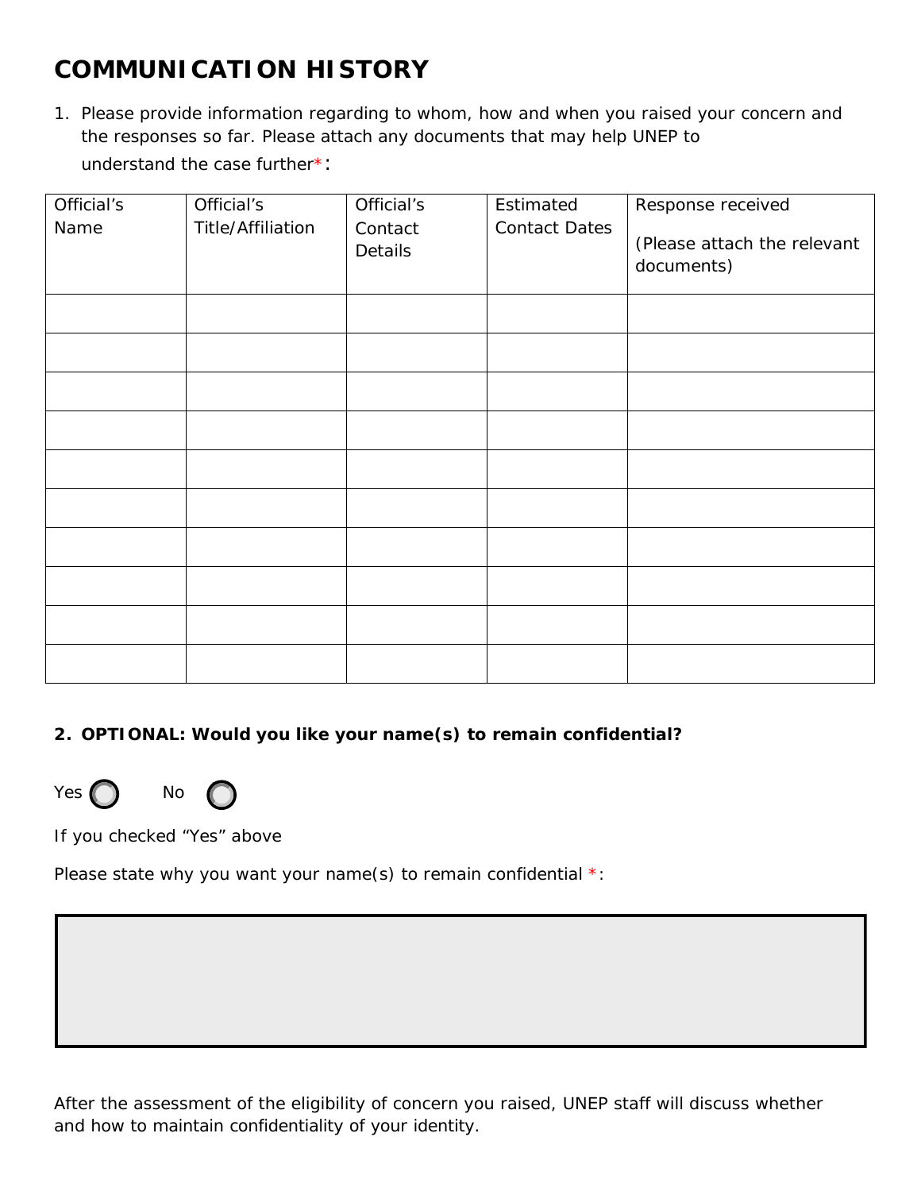# COMMUNICATION HISTORY

1. Please provide information regarding to whom, how and when you raised your concern and the responses so far. Please attach any documents that may help UNEP to understand the case further*:

| Official's Name | Official's Title/Affiliation | Official's Contact Details | Estimated Contact Dates | Response received (Please attach the relevant documents) |
|---|---|---|---|---|
| | | | | |
| | | | | |
| | | | | |
| | | | | |
| | | | | |
| | | | | |
| | | | | |
| | | | | |
| | | | | |
| | | | | |

**2. OPTIONAL: Would you like your name(s) to remain confidential?**

Yes ◯ No ◯

If you checked "Yes" above

Please state why you want your name(s) to remain confidential *:

After the assessment of the eligibility of concern you raised, UNEP staff will discuss whether and how to maintain confidentiality of your identity.